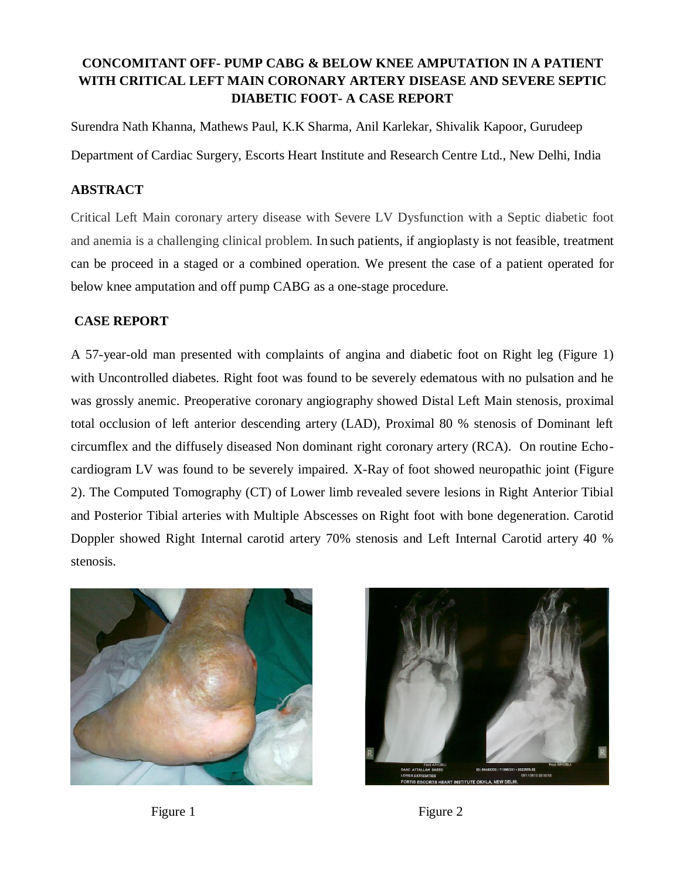# CONCOMITANT OFF- PUMP CABG & BELOW KNEE AMPUTATION IN A PATIENT WITH CRITICAL LEFT MAIN CORONARY ARTERY DISEASE AND SEVERE SEPTIC DIABETIC FOOT- A CASE REPORT

Surendra Nath Khanna, Mathews Paul, K.K Sharma, Anil Karlekar, Shivalik Kapoor, Gurudeep

Department of Cardiac Surgery, Escorts Heart Institute and Research Centre Ltd., New Delhi, India

## ABSTRACT

Critical Left Main coronary artery disease with Severe LV Dysfunction with a Septic diabetic foot and anemia is a challenging clinical problem. In such patients, if angioplasty is not feasible, treatment can be proceed in a staged or a combined operation. We present the case of a patient operated for below knee amputation and off pump CABG as a one-stage procedure.

## CASE REPORT

A 57-year-old man presented with complaints of angina and diabetic foot on Right leg (Figure 1) with Uncontrolled diabetes. Right foot was found to be severely edematous with no pulsation and he was grossly anemic. Preoperative coronary angiography showed Distal Left Main stenosis, proximal total occlusion of left anterior descending artery (LAD), Proximal 80 % stenosis of Dominant left circumflex and the diffusely diseased Non dominant right coronary artery (RCA). On routine Echo-cardiogram LV was found to be severely impaired. X-Ray of foot showed neuropathic joint (Figure 2). The Computed Tomography (CT) of Lower limb revealed severe lesions in Right Anterior Tibial and Posterior Tibial arteries with Multiple Abscesses on Right foot with bone degeneration. Carotid Doppler showed Right Internal carotid artery 70% stenosis and Left Internal Carotid artery 40 % stenosis.

Figure 1

Figure 2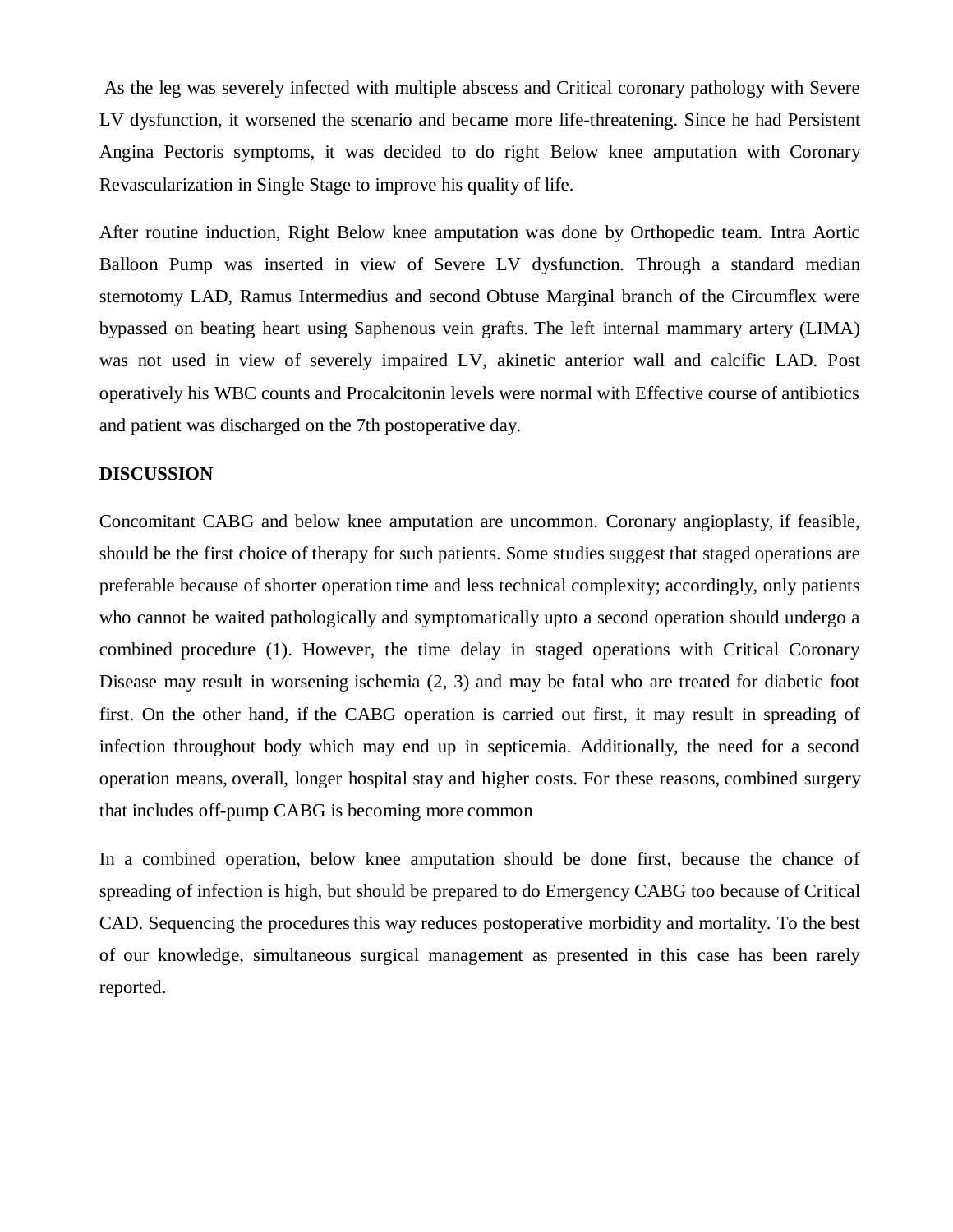As the leg was severely infected with multiple abscess and Critical coronary pathology with Severe LV dysfunction, it worsened the scenario and became more life-threatening. Since he had Persistent Angina Pectoris symptoms, it was decided to do right Below knee amputation with Coronary Revascularization in Single Stage to improve his quality of life.

After routine induction, Right Below knee amputation was done by Orthopedic team. Intra Aortic Balloon Pump was inserted in view of Severe LV dysfunction. Through a standard median sternotomy LAD, Ramus Intermedius and second Obtuse Marginal branch of the Circumflex were bypassed on beating heart using Saphenous vein grafts. The left internal mammary artery (LIMA) was not used in view of severely impaired LV, akinetic anterior wall and calcific LAD. Post operatively his WBC counts and Procalcitonin levels were normal with Effective course of antibiotics and patient was discharged on the 7th postoperative day.

**DISCUSSION**

Concomitant CABG and below knee amputation are uncommon. Coronary angioplasty, if feasible, should be the first choice of therapy for such patients. Some studies suggest that staged operations are preferable because of shorter operation time and less technical complexity; accordingly, only patients who cannot be waited pathologically and symptomatically upto a second operation should undergo a combined procedure (1). However, the time delay in staged operations with Critical Coronary Disease may result in worsening ischemia (2, 3) and may be fatal who are treated for diabetic foot first. On the other hand, if the CABG operation is carried out first, it may result in spreading of infection throughout body which may end up in septicemia. Additionally, the need for a second operation means, overall, longer hospital stay and higher costs. For these reasons, combined surgery that includes off-pump CABG is becoming more common

In a combined operation, below knee amputation should be done first, because the chance of spreading of infection is high, but should be prepared to do Emergency CABG too because of Critical CAD. Sequencing the procedures this way reduces postoperative morbidity and mortality. To the best of our knowledge, simultaneous surgical management as presented in this case has been rarely reported.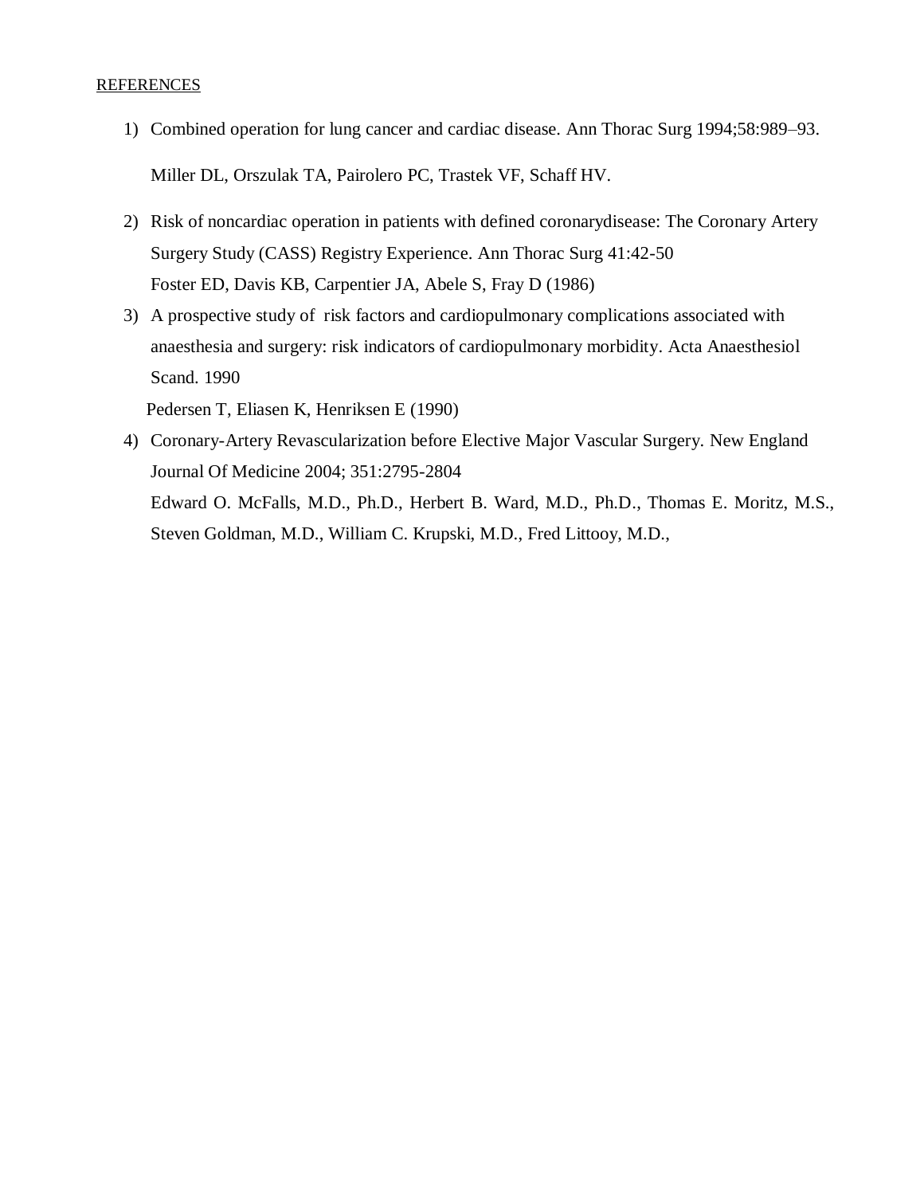REFERENCES

1) Combined operation for lung cancer and cardiac disease. Ann Thorac Surg 1994;58:989–93.

   Miller DL, Orszulak TA, Pairolero PC, Trastek VF, Schaff HV.

2) Risk of noncardiac operation in patients with defined coronarydisease: The Coronary Artery Surgery Study (CASS) Registry Experience. Ann Thorac Surg 41:42-50
   Foster ED, Davis KB, Carpentier JA, Abele S, Fray D (1986)

3) A prospective study of risk factors and cardiopulmonary complications associated with anaesthesia and surgery: risk indicators of cardiopulmonary morbidity. Acta Anaesthesiol Scand. 1990
   Pedersen T, Eliasen K, Henriksen E (1990)

4) Coronary-Artery Revascularization before Elective Major Vascular Surgery. New England Journal Of Medicine 2004; 351:2795-2804
   Edward O. McFalls, M.D., Ph.D., Herbert B. Ward, M.D., Ph.D., Thomas E. Moritz, M.S., Steven Goldman, M.D., William C. Krupski, M.D., Fred Littooy, M.D.,